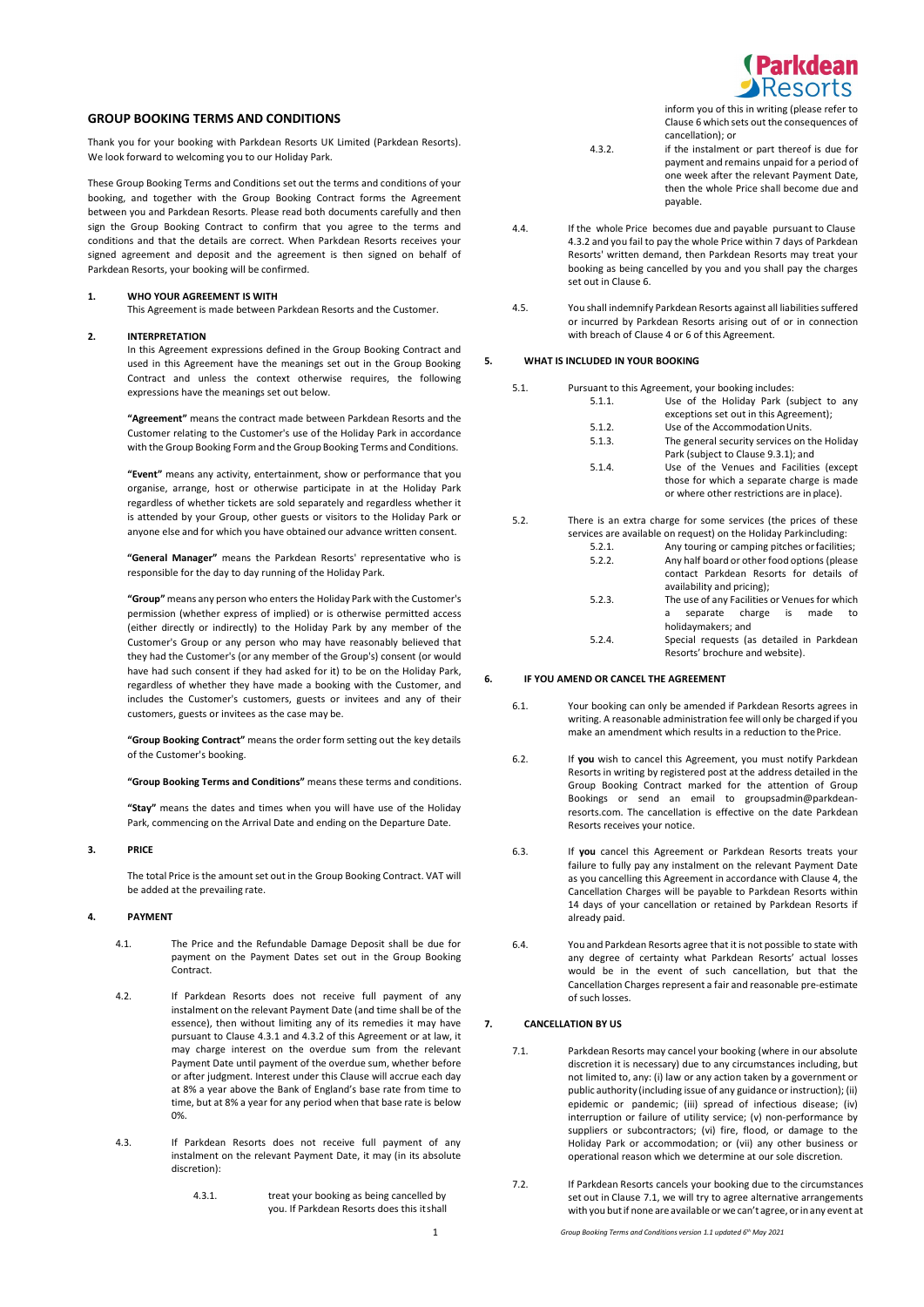## GROUP BOOKING TERMS AND CONDITIONS

Thank you for your booking with Parkdean Resorts UK Limited (Parkdean Resorts). We look forward to welcoming you to our Holiday Park.

These Group Booking Terms and Conditions set out the terms and conditions of your booking, and together with the Group Booking Contract forms the Agreement between you and Parkdean Resorts. Please read both documents carefully and then sign the Group Booking Contract to confirm that you agree to the terms and conditions and that the details are correct. When Parkdean Resorts receives your signed agreement and deposit and the agreement is then signed on behalf of Parkdean Resorts, your booking will be confirmed.

**1. WHO YOUR AGREEMENT IS WITH**

This Agreement is made between Parkdean Resorts and the Customer.

**2. INTERPRETATION**

In this Agreement expressions defined in the Group Booking Contract and used in this Agreement have the meanings set out in the Group Booking Contract and unless the context otherwise requires, the following expressions have the meanings set out below.

**"Agreement"** means the contract made between Parkdean Resorts and the Customer relating to the Customer's use of the Holiday Park in accordance with the Group Booking Form and the Group Booking Terms and Conditions.

**"Event"** means any activity, entertainment, show or performance that you organise, arrange, host or otherwise participate in at the Holiday Park regardless of whether tickets are sold separately and regardless whether it is attended by your Group, other guests or visitors to the Holiday Park or anyone else and for which you have obtained our advance written consent.

**"General Manager"** means the Parkdean Resorts' representative who is responsible for the day to day running of the Holiday Park.

**"Group"** means any person who enters the Holiday Park with the Customer's permission (whether express of implied) or is otherwise permitted access (either directly or indirectly) to the Holiday Park by any member of the Customer's Group or any person who may have reasonably believed that they had the Customer's (or any member of the Group's) consent (or would have had such consent if they had asked for it) to be on the Holiday Park, regardless of whether they have made a booking with the Customer, and includes the Customer's customers, guests or invitees and any of their customers, guests or invitees as the case may be.

**"Group Booking Contract"** means the order form setting out the key details of the Customer's booking.

**"Group Booking Terms and Conditions"** means these terms and conditions.

**"Stay"** means the dates and times when you will have use of the Holiday Park, commencing on the Arrival Date and ending on the Departure Date.

**3. PRICE**

The total Price is the amount set out in the Group Booking Contract. VAT will be added at the prevailing rate.

**4. PAYMENT**

4.1. The Price and the Refundable Damage Deposit shall be due for payment on the Payment Dates set out in the Group Booking Contract.

4.2. If Parkdean Resorts does not receive full payment of any instalment on the relevant Payment Date (and time shall be of the essence), then without limiting any of its remedies it may have pursuant to Clause 4.3.1 and 4.3.2 of this Agreement or at law, it may charge interest on the overdue sum from the relevant Payment Date until payment of the overdue sum, whether before or after judgment. Interest under this Clause will accrue each day at 8% a year above the Bank of England's base rate from time to time, but at 8% a year for any period when that base rate is below 0%.

4.3. If Parkdean Resorts does not receive full payment of any instalment on the relevant Payment Date, it may (in its absolute discretion):

4.3.1. treat your booking as being cancelled by you. If Parkdean Resorts does this it shall inform you of this in writing (please refer to Clause 6 which sets out the consequences of cancellation); or

4.3.2. if the instalment or part thereof is due for payment and remains unpaid for a period of one week after the relevant Payment Date, then the whole Price shall become due and payable.

4.4. If the whole Price becomes due and payable pursuant to Clause 4.3.2 and you fail to pay the whole Price within 7 days of Parkdean Resorts' written demand, then Parkdean Resorts may treat your booking as being cancelled by you and you shall pay the charges set out in Clause 6.

4.5. You shall indemnify Parkdean Resorts against all liabilities suffered or incurred by Parkdean Resorts arising out of or in connection with breach of Clause 4 or 6 of this Agreement.

**5. WHAT IS INCLUDED IN YOUR BOOKING**

5.1. Pursuant to this Agreement, your booking includes:

5.1.1. Use of the Holiday Park (subject to any exceptions set out in this Agreement);

5.1.2. Use of the Accommodation Units.

5.1.3. The general security services on the Holiday Park (subject to Clause 9.3.1); and

5.1.4. Use of the Venues and Facilities (except those for which a separate charge is made or where other restrictions are in place).

5.2. There is an extra charge for some services (the prices of these services are available on request) on the Holiday Park including:

5.2.1. Any touring or camping pitches or facilities;

5.2.2. Any half board or other food options (please contact Parkdean Resorts for details of availability and pricing);

5.2.3. The use of any Facilities or Venues for which a separate charge is made to holidaymakers; and

5.2.4. Special requests (as detailed in Parkdean Resorts' brochure and website).

**6. IF YOU AMEND OR CANCEL THE AGREEMENT**

6.1. Your booking can only be amended if Parkdean Resorts agrees in writing. A reasonable administration fee will only be charged if you make an amendment which results in a reduction to the Price.

6.2. If **you** wish to cancel this Agreement, you must notify Parkdean Resorts in writing by registered post at the address detailed in the Group Booking Contract marked for the attention of Group Bookings or send an email to groupsadmin@parkdean-resorts.com. The cancellation is effective on the date Parkdean Resorts receives your notice.

6.3. If **you** cancel this Agreement or Parkdean Resorts treats your failure to fully pay any instalment on the relevant Payment Date as you cancelling this Agreement in accordance with Clause 4, the Cancellation Charges will be payable to Parkdean Resorts within 14 days of your cancellation or retained by Parkdean Resorts if already paid.

6.4. You and Parkdean Resorts agree that it is not possible to state with any degree of certainty what Parkdean Resorts' actual losses would be in the event of such cancellation, but that the Cancellation Charges represent a fair and reasonable pre-estimate of such losses.

**7. CANCELLATION BY US**

7.1. Parkdean Resorts may cancel your booking (where in our absolute discretion it is necessary) due to any circumstances including, but not limited to, any: (i) law or any action taken by a government or public authority (including issue of any guidance or instruction); (ii) epidemic or pandemic; (iii) spread of infectious disease; (iv) interruption or failure of utility service; (v) non-performance by suppliers or subcontractors; (vi) fire, flood, or damage to the Holiday Park or accommodation; or (vii) any other business or operational reason which we determine at our sole discretion.

7.2. If Parkdean Resorts cancels your booking due to the circumstances set out in Clause 7.1, we will try to agree alternative arrangements with you but if none are available or we can't agree, or in any event at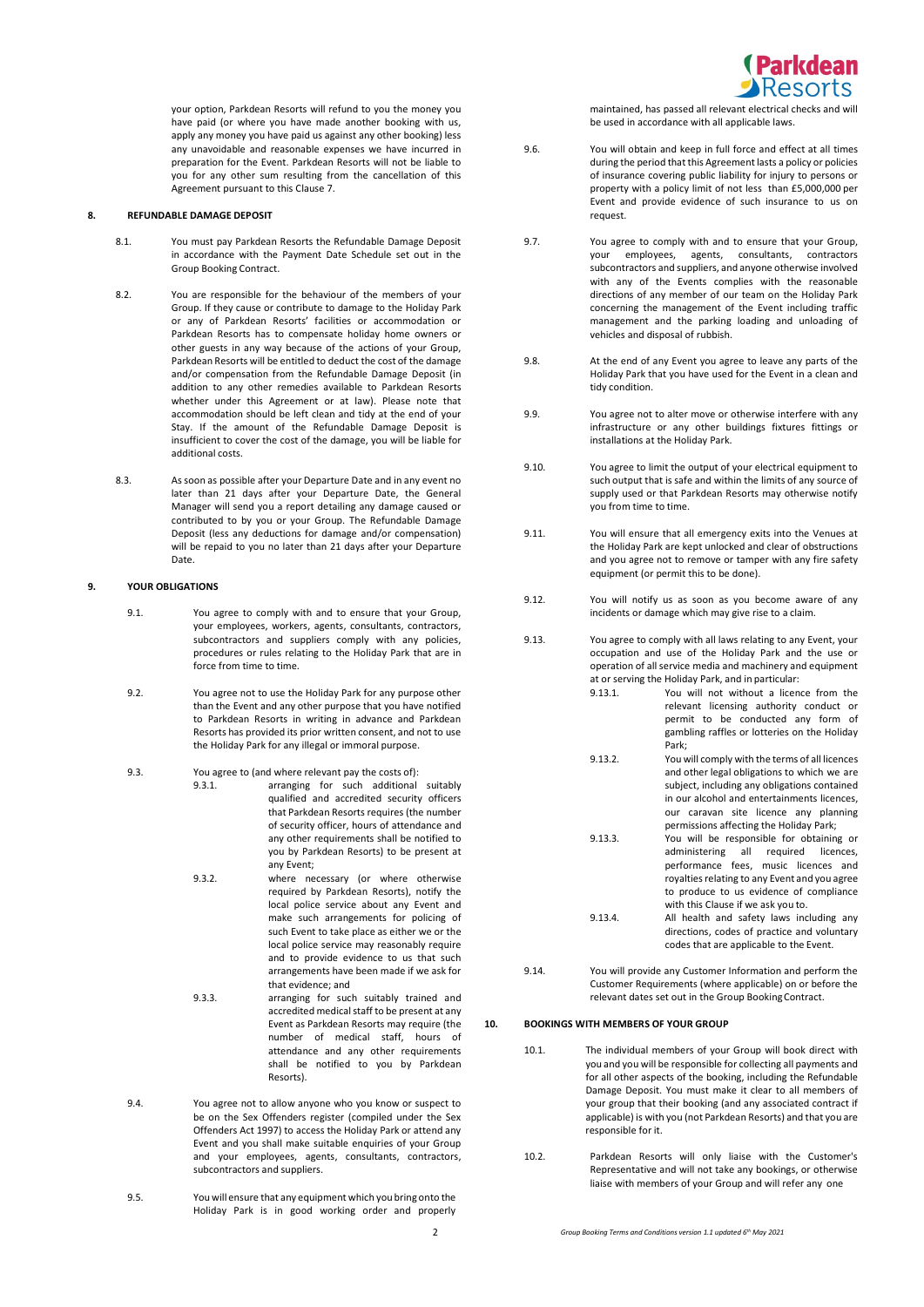your option, Parkdean Resorts will refund to you the money you have paid (or where you have made another booking with us, apply any money you have paid us against any other booking) less any unavoidable and reasonable expenses we have incurred in preparation for the Event. Parkdean Resorts will not be liable to you for any other sum resulting from the cancellation of this Agreement pursuant to this Clause 7.

## 8. REFUNDABLE DAMAGE DEPOSIT

8.1. You must pay Parkdean Resorts the Refundable Damage Deposit in accordance with the Payment Date Schedule set out in the Group Booking Contract.

8.2. You are responsible for the behaviour of the members of your Group. If they cause or contribute to damage to the Holiday Park or any of Parkdean Resorts' facilities or accommodation or Parkdean Resorts has to compensate holiday home owners or other guests in any way because of the actions of your Group, Parkdean Resorts will be entitled to deduct the cost of the damage and/or compensation from the Refundable Damage Deposit (in addition to any other remedies available to Parkdean Resorts whether under this Agreement or at law). Please note that accommodation should be left clean and tidy at the end of your Stay. If the amount of the Refundable Damage Deposit is insufficient to cover the cost of the damage, you will be liable for additional costs.

8.3. As soon as possible after your Departure Date and in any event no later than 21 days after your Departure Date, the General Manager will send you a report detailing any damage caused or contributed to by you or your Group. The Refundable Damage Deposit (less any deductions for damage and/or compensation) will be repaid to you no later than 21 days after your Departure Date.

## 9. YOUR OBLIGATIONS

9.1. You agree to comply with and to ensure that your Group, your employees, workers, agents, consultants, contractors, subcontractors and suppliers comply with any policies, procedures or rules relating to the Holiday Park that are in force from time to time.

9.2. You agree not to use the Holiday Park for any purpose other than the Event and any other purpose that you have notified to Parkdean Resorts in writing in advance and Parkdean Resorts has provided its prior written consent, and not to use the Holiday Park for any illegal or immoral purpose.

9.3. You agree to (and where relevant pay the costs of):

9.3.1. arranging for such additional suitably qualified and accredited security officers that Parkdean Resorts requires (the number of security officer, hours of attendance and any other requirements shall be notified to you by Parkdean Resorts) to be present at any Event;

9.3.2. where necessary (or where otherwise required by Parkdean Resorts), notify the local police service about any Event and make such arrangements for policing of such Event to take place as either we or the local police service may reasonably require and to provide evidence to us that such arrangements have been made if we ask for that evidence; and

9.3.3. arranging for such suitably trained and accredited medical staff to be present at any Event as Parkdean Resorts may require (the number of medical staff, hours of attendance and any other requirements shall be notified to you by Parkdean Resorts).

9.4. You agree not to allow anyone who you know or suspect to be on the Sex Offenders register (compiled under the Sex Offenders Act 1997) to access the Holiday Park or attend any Event and you shall make suitable enquiries of your Group and your employees, agents, consultants, contractors, subcontractors and suppliers.

9.5. You will ensure that any equipment which you bring onto the Holiday Park is in good working order and properly maintained, has passed all relevant electrical checks and will be used in accordance with all applicable laws.

9.6. You will obtain and keep in full force and effect at all times during the period that this Agreement lasts a policy or policies of insurance covering public liability for injury to persons or property with a policy limit of not less than £5,000,000 per Event and provide evidence of such insurance to us on request.

9.7. You agree to comply with and to ensure that your Group, your employees, agents, consultants, contractors subcontractors and suppliers, and anyone otherwise involved with any of the Events complies with the reasonable directions of any member of our team on the Holiday Park concerning the management of the Event including traffic management and the parking loading and unloading of vehicles and disposal of rubbish.

9.8. At the end of any Event you agree to leave any parts of the Holiday Park that you have used for the Event in a clean and tidy condition.

9.9. You agree not to alter move or otherwise interfere with any infrastructure or any other buildings fixtures fittings or installations at the Holiday Park.

9.10. You agree to limit the output of your electrical equipment to such output that is safe and within the limits of any source of supply used or that Parkdean Resorts may otherwise notify you from time to time.

9.11. You will ensure that all emergency exits into the Venues at the Holiday Park are kept unlocked and clear of obstructions and you agree not to remove or tamper with any fire safety equipment (or permit this to be done).

9.12. You will notify us as soon as you become aware of any incidents or damage which may give rise to a claim.

9.13. You agree to comply with all laws relating to any Event, your occupation and use of the Holiday Park and the use or operation of all service media and machinery and equipment at or serving the Holiday Park, and in particular:

9.13.1. You will not without a licence from the relevant licensing authority conduct or permit to be conducted any form of gambling raffles or lotteries on the Holiday Park;

9.13.2. You will comply with the terms of all licences and other legal obligations to which we are subject, including any obligations contained in our alcohol and entertainments licences, our caravan site licence any planning permissions affecting the Holiday Park;

9.13.3. You will be responsible for obtaining or administering all required licences, performance fees, music licences and royalties relating to any Event and you agree to produce to us evidence of compliance with this Clause if we ask you to.

9.13.4. All health and safety laws including any directions, codes of practice and voluntary codes that are applicable to the Event.

9.14. You will provide any Customer Information and perform the Customer Requirements (where applicable) on or before the relevant dates set out in the Group Booking Contract.

## 10. BOOKINGS WITH MEMBERS OF YOUR GROUP

10.1. The individual members of your Group will book direct with you and you will be responsible for collecting all payments and for all other aspects of the booking, including the Refundable Damage Deposit. You must make it clear to all members of your group that their booking (and any associated contract if applicable) is with you (not Parkdean Resorts) and that you are responsible for it.

10.2. Parkdean Resorts will only liaise with the Customer's Representative and will not take any bookings, or otherwise liaise with members of your Group and will refer any one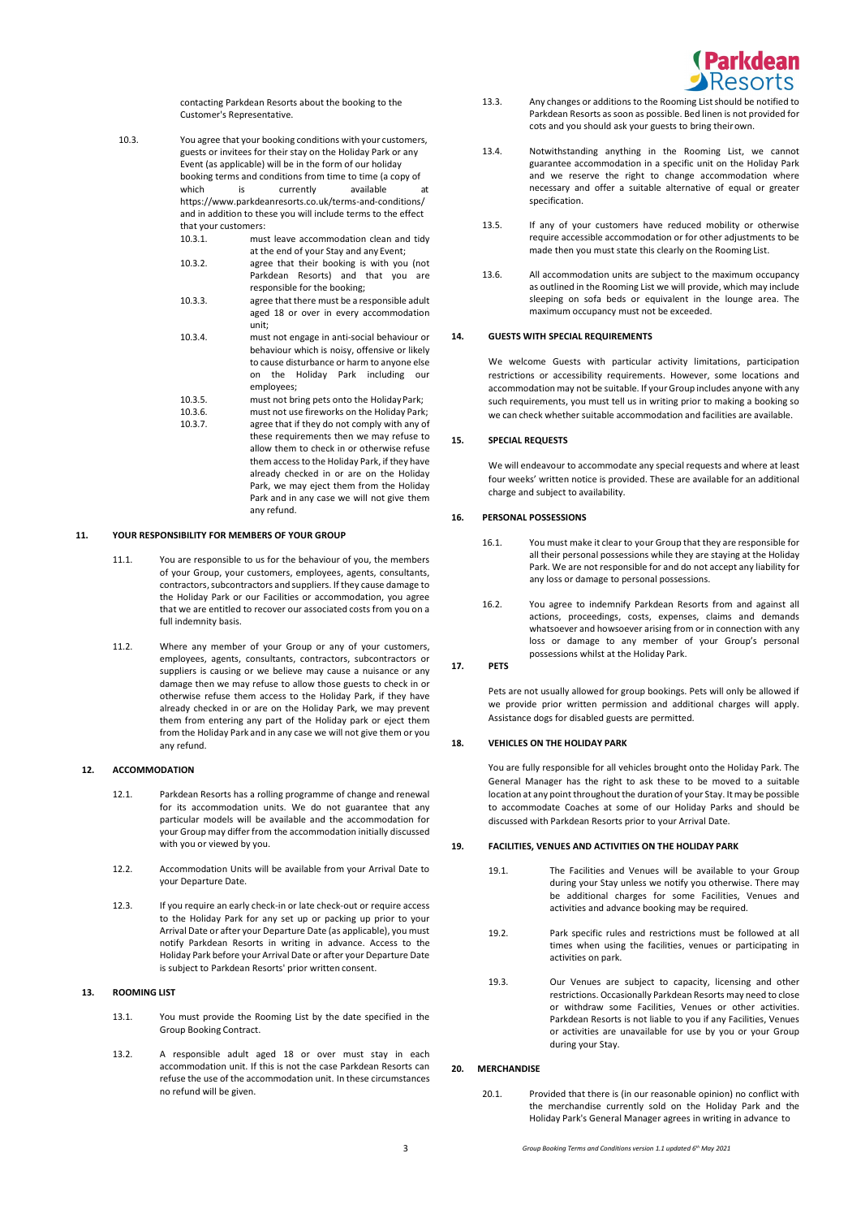contacting Parkdean Resorts about the booking to the Customer's Representative.

10.3. You agree that your booking conditions with your customers, guests or invitees for their stay on the Holiday Park or any Event (as applicable) will be in the form of our holiday booking terms and conditions from time to time (a copy of which is currently available at https://www.parkdeanresorts.co.uk/terms-and-conditions/ and in addition to these you will include terms to the effect that your customers:

- 10.3.1. must leave accommodation clean and tidy at the end of your Stay and any Event;
- 10.3.2. agree that their booking is with you (not Parkdean Resorts) and that you are responsible for the booking;
- 10.3.3. agree that there must be a responsible adult aged 18 or over in every accommodation unit;
- 10.3.4. must not engage in anti-social behaviour or behaviour which is noisy, offensive or likely to cause disturbance or harm to anyone else on the Holiday Park including our employees;
- 10.3.5. must not bring pets onto the Holiday Park;
- 10.3.6. must not use fireworks on the Holiday Park;
- 10.3.7. agree that if they do not comply with any of these requirements then we may refuse to allow them to check in or otherwise refuse them access to the Holiday Park, if they have already checked in or are on the Holiday Park, we may eject them from the Holiday Park and in any case we will not give them any refund.

## 11. YOUR RESPONSIBILITY FOR MEMBERS OF YOUR GROUP

11.1. You are responsible to us for the behaviour of you, the members of your Group, your customers, employees, agents, consultants, contractors, subcontractors and suppliers. If they cause damage to the Holiday Park or our Facilities or accommodation, you agree that we are entitled to recover our associated costs from you on a full indemnity basis.

11.2. Where any member of your Group or any of your customers, employees, agents, consultants, contractors, subcontractors or suppliers is causing or we believe may cause a nuisance or any damage then we may refuse to allow those guests to check in or otherwise refuse them access to the Holiday Park, if they have already checked in or are on the Holiday Park, we may prevent them from entering any part of the Holiday park or eject them from the Holiday Park and in any case we will not give them or you any refund.

## 12. ACCOMMODATION

12.1. Parkdean Resorts has a rolling programme of change and renewal for its accommodation units. We do not guarantee that any particular models will be available and the accommodation for your Group may differ from the accommodation initially discussed with you or viewed by you.

12.2. Accommodation Units will be available from your Arrival Date to your Departure Date.

12.3. If you require an early check-in or late check-out or require access to the Holiday Park for any set up or packing up prior to your Arrival Date or after your Departure Date (as applicable), you must notify Parkdean Resorts in writing in advance. Access to the Holiday Park before your Arrival Date or after your Departure Date is subject to Parkdean Resorts' prior written consent.

## 13. ROOMING LIST

13.1. You must provide the Rooming List by the date specified in the Group Booking Contract.

13.2. A responsible adult aged 18 or over must stay in each accommodation unit. If this is not the case Parkdean Resorts can refuse the use of the accommodation unit. In these circumstances no refund will be given.

13.3. Any changes or additions to the Rooming List should be notified to Parkdean Resorts as soon as possible. Bed linen is not provided for cots and you should ask your guests to bring their own.

13.4. Notwithstanding anything in the Rooming List, we cannot guarantee accommodation in a specific unit on the Holiday Park and we reserve the right to change accommodation where necessary and offer a suitable alternative of equal or greater specification.

13.5. If any of your customers have reduced mobility or otherwise require accessible accommodation or for other adjustments to be made then you must state this clearly on the Rooming List.

13.6. All accommodation units are subject to the maximum occupancy as outlined in the Rooming List we will provide, which may include sleeping on sofa beds or equivalent in the lounge area. The maximum occupancy must not be exceeded.

## 14. GUESTS WITH SPECIAL REQUIREMENTS

We welcome Guests with particular activity limitations, participation restrictions or accessibility requirements. However, some locations and accommodation may not be suitable. If your Group includes anyone with any such requirements, you must tell us in writing prior to making a booking so we can check whether suitable accommodation and facilities are available.

## 15. SPECIAL REQUESTS

We will endeavour to accommodate any special requests and where at least four weeks' written notice is provided. These are available for an additional charge and subject to availability.

## 16. PERSONAL POSSESSIONS

16.1. You must make it clear to your Group that they are responsible for all their personal possessions while they are staying at the Holiday Park. We are not responsible for and do not accept any liability for any loss or damage to personal possessions.

16.2. You agree to indemnify Parkdean Resorts from and against all actions, proceedings, costs, expenses, claims and demands whatsoever and howsoever arising from or in connection with any loss or damage to any member of your Group's personal possessions whilst at the Holiday Park.

## 17. PETS

Pets are not usually allowed for group bookings. Pets will only be allowed if we provide prior written permission and additional charges will apply. Assistance dogs for disabled guests are permitted.

## 18. VEHICLES ON THE HOLIDAY PARK

You are fully responsible for all vehicles brought onto the Holiday Park. The General Manager has the right to ask these to be moved to a suitable location at any point throughout the duration of your Stay. It may be possible to accommodate Coaches at some of our Holiday Parks and should be discussed with Parkdean Resorts prior to your Arrival Date.

## 19. FACILITIES, VENUES AND ACTIVITIES ON THE HOLIDAY PARK

19.1. The Facilities and Venues will be available to your Group during your Stay unless we notify you otherwise. There may be additional charges for some Facilities, Venues and activities and advance booking may be required.

19.2. Park specific rules and restrictions must be followed at all times when using the facilities, venues or participating in activities on park.

19.3. Our Venues are subject to capacity, licensing and other restrictions. Occasionally Parkdean Resorts may need to close or withdraw some Facilities, Venues or other activities. Parkdean Resorts is not liable to you if any Facilities, Venues or activities are unavailable for use by you or your Group during your Stay.

## 20. MERCHANDISE

20.1. Provided that there is (in our reasonable opinion) no conflict with the merchandise currently sold on the Holiday Park and the Holiday Park's General Manager agrees in writing in advance to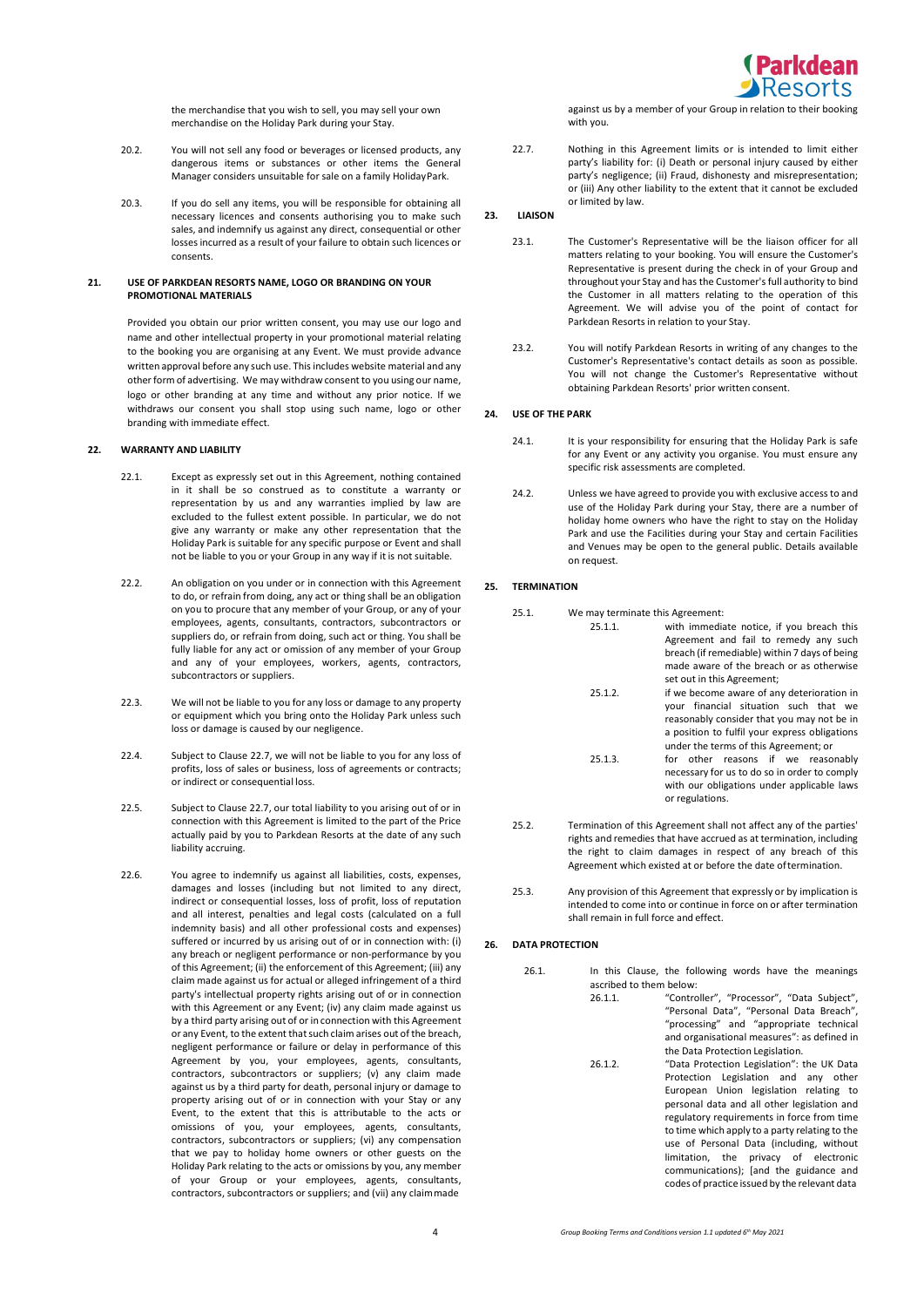the merchandise that you wish to sell, you may sell your own merchandise on the Holiday Park during your Stay.

20.2. You will not sell any food or beverages or licensed products, any dangerous items or substances or other items the General Manager considers unsuitable for sale on a family Holiday Park.

20.3. If you do sell any items, you will be responsible for obtaining all necessary licences and consents authorising you to make such sales, and indemnify us against any direct, consequential or other losses incurred as a result of your failure to obtain such licences or consents.

## 21. USE OF PARKDEAN RESORTS NAME, LOGO OR BRANDING ON YOUR PROMOTIONAL MATERIALS

Provided you obtain our prior written consent, you may use our logo and name and other intellectual property in your promotional material relating to the booking you are organising at any Event. We must provide advance written approval before any such use. This includes website material and any other form of advertising. We may withdraw consent to you using our name, logo or other branding at any time and without any prior notice. If we withdraws our consent you shall stop using such name, logo or other branding with immediate effect.

## 22. WARRANTY AND LIABILITY

22.1. Except as expressly set out in this Agreement, nothing contained in it shall be so construed as to constitute a warranty or representation by us and any warranties implied by law are excluded to the fullest extent possible. In particular, we do not give any warranty or make any other representation that the Holiday Park is suitable for any specific purpose or Event and shall not be liable to you or your Group in any way if it is not suitable.

22.2. An obligation on you under or in connection with this Agreement to do, or refrain from doing, any act or thing shall be an obligation on you to procure that any member of your Group, or any of your employees, agents, consultants, contractors, subcontractors or suppliers do, or refrain from doing, such act or thing. You shall be fully liable for any act or omission of any member of your Group and any of your employees, workers, agents, contractors, subcontractors or suppliers.

22.3. We will not be liable to you for any loss or damage to any property or equipment which you bring onto the Holiday Park unless such loss or damage is caused by our negligence.

22.4. Subject to Clause 22.7, we will not be liable to you for any loss of profits, loss of sales or business, loss of agreements or contracts; or indirect or consequential loss.

22.5. Subject to Clause 22.7, our total liability to you arising out of or in connection with this Agreement is limited to the part of the Price actually paid by you to Parkdean Resorts at the date of any such liability accruing.

22.6. You agree to indemnify us against all liabilities, costs, expenses, damages and losses (including but not limited to any direct, indirect or consequential losses, loss of profit, loss of reputation and all interest, penalties and legal costs (calculated on a full indemnity basis) and all other professional costs and expenses) suffered or incurred by us arising out of or in connection with: (i) any breach or negligent performance or non-performance by you of this Agreement; (ii) the enforcement of this Agreement; (iii) any claim made against us for actual or alleged infringement of a third party's intellectual property rights arising out of or in connection with this Agreement or any Event; (iv) any claim made against us by a third party arising out of or in connection with this Agreement or any Event, to the extent that such claim arises out of the breach, negligent performance or failure or delay in performance of this Agreement by you, your employees, agents, consultants, contractors, subcontractors or suppliers; (v) any claim made against us by a third party for death, personal injury or damage to property arising out of or in connection with your Stay or any Event, to the extent that this is attributable to the acts or omissions of you, your employees, agents, consultants, contractors, subcontractors or suppliers; (vi) any compensation that we pay to holiday home owners or other guests on the Holiday Park relating to the acts or omissions by you, any member of your Group or your employees, agents, consultants, contractors, subcontractors or suppliers; and (vii) any claim made against us by a member of your Group in relation to their booking with you.

22.7. Nothing in this Agreement limits or is intended to limit either party's liability for: (i) Death or personal injury caused by either party's negligence; (ii) Fraud, dishonesty and misrepresentation; or (iii) Any other liability to the extent that it cannot be excluded or limited by law.

## 23. LIAISON

23.1. The Customer's Representative will be the liaison officer for all matters relating to your booking. You will ensure the Customer's Representative is present during the check in of your Group and throughout your Stay and has the Customer's full authority to bind the Customer in all matters relating to the operation of this Agreement. We will advise you of the point of contact for Parkdean Resorts in relation to your Stay.

23.2. You will notify Parkdean Resorts in writing of any changes to the Customer's Representative's contact details as soon as possible. You will not change the Customer's Representative without obtaining Parkdean Resorts' prior written consent.

## 24. USE OF THE PARK

24.1. It is your responsibility for ensuring that the Holiday Park is safe for any Event or any activity you organise. You must ensure any specific risk assessments are completed.

24.2. Unless we have agreed to provide you with exclusive access to and use of the Holiday Park during your Stay, there are a number of holiday home owners who have the right to stay on the Holiday Park and use the Facilities during your Stay and certain Facilities and Venues may be open to the general public. Details available on request.

## 25. TERMINATION

25.1. We may terminate this Agreement:

25.1.1. with immediate notice, if you breach this Agreement and fail to remedy any such breach (if remediable) within 7 days of being made aware of the breach or as otherwise set out in this Agreement;

25.1.2. if we become aware of any deterioration in your financial situation such that we reasonably consider that you may not be in a position to fulfil your express obligations under the terms of this Agreement; or

25.1.3. for other reasons if we reasonably necessary for us to do so in order to comply with our obligations under applicable laws or regulations.

25.2. Termination of this Agreement shall not affect any of the parties' rights and remedies that have accrued as at termination, including the right to claim damages in respect of any breach of this Agreement which existed at or before the date of termination.

25.3. Any provision of this Agreement that expressly or by implication is intended to come into or continue in force on or after termination shall remain in full force and effect.

## 26. DATA PROTECTION

26.1. In this Clause, the following words have the meanings ascribed to them below:

26.1.1. "Controller", "Processor", "Data Subject", "Personal Data", "Personal Data Breach", "processing" and "appropriate technical and organisational measures": as defined in the Data Protection Legislation.

26.1.2. "Data Protection Legislation": the UK Data Protection Legislation and any other European Union legislation relating to personal data and all other legislation and regulatory requirements in force from time to time which apply to a party relating to the use of Personal Data (including, without limitation, the privacy of electronic communications); [and the guidance and codes of practice issued by the relevant data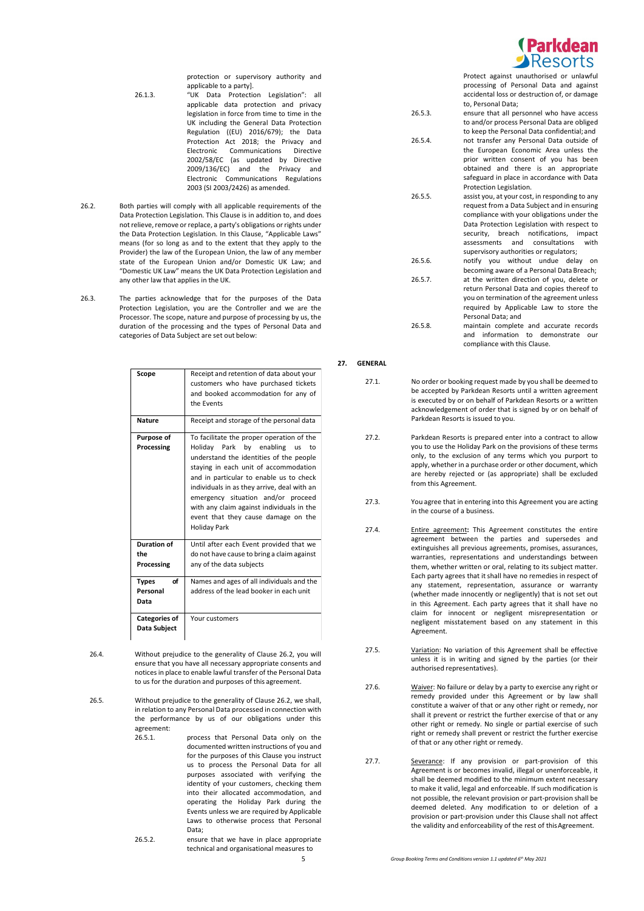protection or supervisory authority and applicable to a party].

26.1.3. "UK Data Protection Legislation": all applicable data protection and privacy legislation in force from time to time in the UK including the General Data Protection Regulation ((EU) 2016/679); the Data Protection Act 2018; the Privacy and Electronic Communications Directive 2002/58/EC (as updated by Directive 2009/136/EC) and the Privacy and Electronic Communications Regulations 2003 (SI 2003/2426) as amended.

26.2. Both parties will comply with all applicable requirements of the Data Protection Legislation. This Clause is in addition to, and does not relieve, remove or replace, a party's obligations or rights under the Data Protection Legislation. In this Clause, "Applicable Laws" means (for so long as and to the extent that they apply to the Provider) the law of the European Union, the law of any member state of the European Union and/or Domestic UK Law; and "Domestic UK Law" means the UK Data Protection Legislation and any other law that applies in the UK.

26.3. The parties acknowledge that for the purposes of the Data Protection Legislation, you are the Controller and we are the Processor. The scope, nature and purpose of processing by us, the duration of the processing and the types of Personal Data and categories of Data Subject are set out below:

| | |
|---|---|
| **Scope** | Receipt and retention of data about your customers who have purchased tickets and booked accommodation for any of the Events |
| **Nature** | Receipt and storage of the personal data |
| **Purpose of Processing** | To facilitate the proper operation of the Holiday Park by enabling us to understand the identities of the people staying in each unit of accommodation and in particular to enable us to check individuals in as they arrive, deal with an emergency situation and/or proceed with any claim against individuals in the event that they cause damage on the Holiday Park |
| **Duration of the Processing** | Until after each Event provided that we do not have cause to bring a claim against any of the data subjects |
| **Types of Personal Data** | Names and ages of all individuals and the address of the lead booker in each unit |
| **Categories of Data Subject** | Your customers |

26.4. Without prejudice to the generality of Clause 26.2, you will ensure that you have all necessary appropriate consents and notices in place to enable lawful transfer of the Personal Data to us for the duration and purposes of this agreement.

26.5. Without prejudice to the generality of Clause 26.2, we shall, in relation to any Personal Data processed in connection with the performance by us of our obligations under this agreement:

26.5.1. process that Personal Data only on the documented written instructions of you and for the purposes of this Clause you instruct us to process the Personal Data for all purposes associated with verifying the identity of your customers, checking them into their allocated accommodation, and operating the Holiday Park during the Events unless we are required by Applicable Laws to otherwise process that Personal Data;

26.5.2. ensure that we have in place appropriate technical and organisational measures to Protect against unauthorised or unlawful processing of Personal Data and against accidental loss or destruction of, or damage to, Personal Data;

26.5.3. ensure that all personnel who have access to and/or process Personal Data are obliged to keep the Personal Data confidential; and

26.5.4. not transfer any Personal Data outside of the European Economic Area unless the prior written consent of you has been obtained and there is an appropriate safeguard in place in accordance with Data Protection Legislation.

26.5.5. assist you, at your cost, in responding to any request from a Data Subject and in ensuring compliance with your obligations under the Data Protection Legislation with respect to security, breach notifications, impact assessments and consultations with supervisory authorities or regulators;

26.5.6. notify you without undue delay on becoming aware of a Personal Data Breach;

26.5.7. at the written direction of you, delete or return Personal Data and copies thereof to you on termination of the agreement unless required by Applicable Law to store the Personal Data; and

26.5.8. maintain complete and accurate records and information to demonstrate our compliance with this Clause.

## 27. GENERAL

27.1. No order or booking request made by you shall be deemed to be accepted by Parkdean Resorts until a written agreement is executed by or on behalf of Parkdean Resorts or a written acknowledgement of order that is signed by or on behalf of Parkdean Resorts is issued to you.

27.2. Parkdean Resorts is prepared enter into a contract to allow you to use the Holiday Park on the provisions of these terms only, to the exclusion of any terms which you purport to apply, whether in a purchase order or other document, which are hereby rejected or (as appropriate) shall be excluded from this Agreement.

27.3. You agree that in entering into this Agreement you are acting in the course of a business.

27.4. Entire agreement**:** This Agreement constitutes the entire agreement between the parties and supersedes and extinguishes all previous agreements, promises, assurances, warranties, representations and understandings between them, whether written or oral, relating to its subject matter. Each party agrees that it shall have no remedies in respect of any statement, representation, assurance or warranty (whether made innocently or negligently) that is not set out in this Agreement. Each party agrees that it shall have no claim for innocent or negligent misrepresentation or negligent misstatement based on any statement in this Agreement.

27.5. Variation: No variation of this Agreement shall be effective unless it is in writing and signed by the parties (or their authorised representatives).

27.6. Waiver: No failure or delay by a party to exercise any right or remedy provided under this Agreement or by law shall constitute a waiver of that or any other right or remedy, nor shall it prevent or restrict the further exercise of that or any other right or remedy. No single or partial exercise of such right or remedy shall prevent or restrict the further exercise of that or any other right or remedy.

27.7. Severance: If any provision or part-provision of this Agreement is or becomes invalid, illegal or unenforceable, it shall be deemed modified to the minimum extent necessary to make it valid, legal and enforceable. If such modification is not possible, the relevant provision or part-provision shall be deemed deleted. Any modification to or deletion of a provision or part-provision under this Clause shall not affect the validity and enforceability of the rest of this Agreement.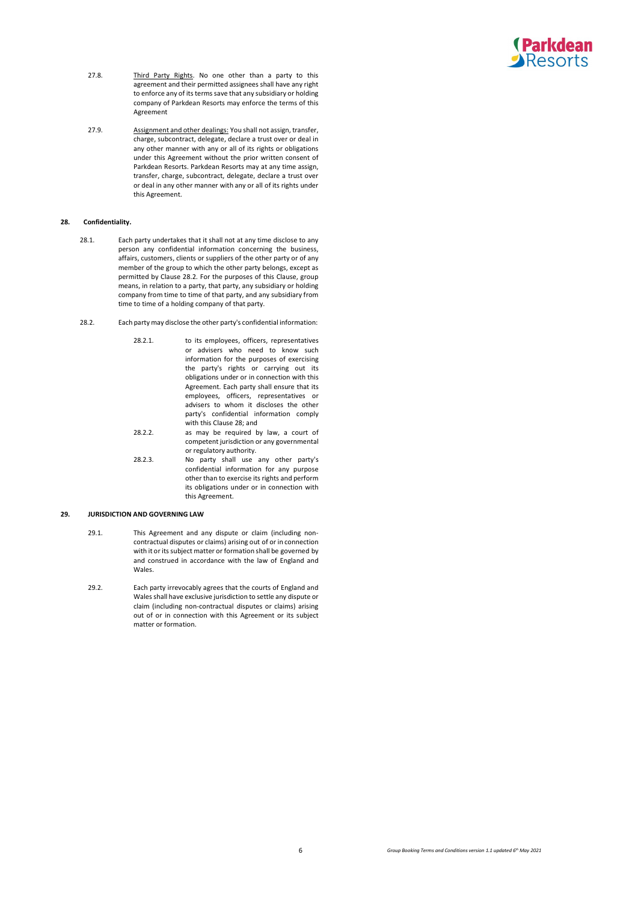27.8. Third Party Rights. No one other than a party to this agreement and their permitted assignees shall have any right to enforce any of its terms save that any subsidiary or holding company of Parkdean Resorts may enforce the terms of this Agreement

27.9. Assignment and other dealings: You shall not assign, transfer, charge, subcontract, delegate, declare a trust over or deal in any other manner with any or all of its rights or obligations under this Agreement without the prior written consent of Parkdean Resorts. Parkdean Resorts may at any time assign, transfer, charge, subcontract, delegate, declare a trust over or deal in any other manner with any or all of its rights under this Agreement.

## 28. Confidentiality.

28.1. Each party undertakes that it shall not at any time disclose to any person any confidential information concerning the business, affairs, customers, clients or suppliers of the other party or of any member of the group to which the other party belongs, except as permitted by Clause 28.2. For the purposes of this Clause, group means, in relation to a party, that party, any subsidiary or holding company from time to time of that party, and any subsidiary from time to time of a holding company of that party.

28.2. Each party may disclose the other party's confidential information:

28.2.1. to its employees, officers, representatives or advisers who need to know such information for the purposes of exercising the party's rights or carrying out its obligations under or in connection with this Agreement. Each party shall ensure that its employees, officers, representatives or advisers to whom it discloses the other party's confidential information comply with this Clause 28; and

28.2.2. as may be required by law, a court of competent jurisdiction or any governmental or regulatory authority.

28.2.3. No party shall use any other party's confidential information for any purpose other than to exercise its rights and perform its obligations under or in connection with this Agreement.

## 29. JURISDICTION AND GOVERNING LAW

29.1. This Agreement and any dispute or claim (including non-contractual disputes or claims) arising out of or in connection with it or its subject matter or formation shall be governed by and construed in accordance with the law of England and Wales.

29.2. Each party irrevocably agrees that the courts of England and Wales shall have exclusive jurisdiction to settle any dispute or claim (including non-contractual disputes or claims) arising out of or in connection with this Agreement or its subject matter or formation.